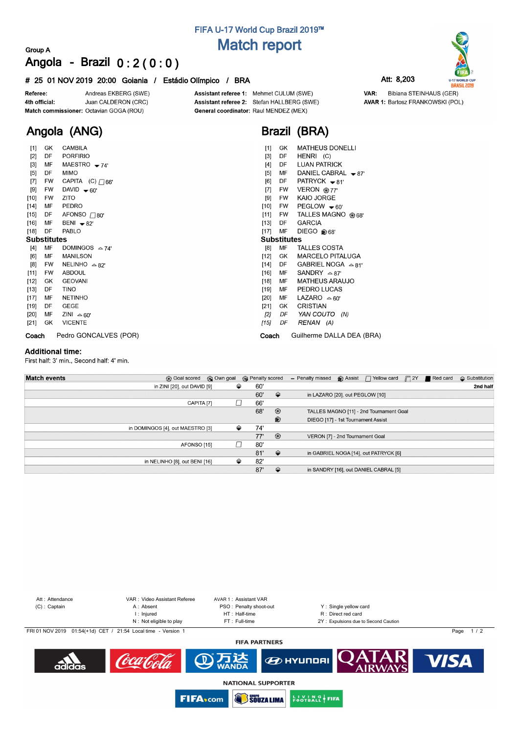# FIFA U-17 World Cup Brazil 2019™

## Match report

Group A

## Angola - Brazil 0 : 2 ( 0 : 0 )

**# 25 01 NOV 2019 20:00 Goiania / Estádio Olímpico / BRA**

Att: 8,203

**Referee:** Andreas EKBERG (SWE)
**4th official:** Juan CALDERON (CRC)
**Match commissioner:** Octavian GOGA (ROU)
**Assistant referee 1:** Mehmet CULUM (SWE)
**Assistant referee 2:** Stefan HALLBERG (SWE)
**General coordinator:** Raul MENDEZ (MEX)
**VAR:** Bibiana STEINHAUS (GER)
**AVAR 1:** Bartosz FRANKOWSKI (POL)

## Angola (ANG)

| No. | Pos | Name | |
|---|---|---|---|
| [1] | GK | CAMBILA | |
| [2] | DF | PORFIRIO | |
| [3] | MF | MAESTRO | ▼ 74' |
| [5] | DF | MIMO | |
| [7] | FW | CAPITA (C) | Yellow card 66' |
| [9] | FW | DAVID | ▼ 60' |
| [10] | FW | ZITO | |
| [14] | MF | PEDRO | |
| [15] | DF | AFONSO | Yellow card 80' |
| [16] | MF | BENI | ▼ 82' |
| [18] | DF | PABLO | |

**Substitutes**

| No. | Pos | Name | |
|---|---|---|---|
| [4] | MF | DOMINGOS | △ 74' |
| [6] | MF | MANILSON | |
| [8] | FW | NELINHO | △ 82' |
| [11] | FW | ABDOUL | |
| [12] | GK | GEOVANI | |
| [13] | DF | TINO | |
| [17] | MF | NETINHO | |
| [19] | DF | GEGE | |
| [20] | MF | ZINI | △ 60' |
| [21] | GK | VICENTE | |

**Coach** Pedro GONCALVES (POR)

## Brazil (BRA)

| No. | Pos | Name | |
|---|---|---|---|
| [1] | GK | MATHEUS DONELLI | |
| [3] | DF | HENRI (C) | |
| [4] | DF | LUAN PATRICK | |
| [5] | MF | DANIEL CABRAL | ▼ 87' |
| [6] | DF | PATRYCK | ▼ 81' |
| [7] | FW | VERON | Goal 77' |
| [9] | FW | KAIO JORGE | |
| [10] | FW | PEGLOW | ▼ 60' |
| [11] | FW | TALLES MAGNO | Goal 68' |
| [13] | DF | GARCIA | |
| [17] | MF | DIEGO | Assist 68' |

**Substitutes**

| No. | Pos | Name | |
|---|---|---|---|
| [8] | MF | TALLES COSTA | |
| [12] | GK | MARCELO PITALUGA | |
| [14] | DF | GABRIEL NOGA | △ 81' |
| [16] | MF | SANDRY | △ 87' |
| [18] | MF | MATHEUS ARAUJO | |
| [19] | MF | PEDRO LUCAS | |
| [20] | MF | LAZARO | △ 60' |
| [21] | GK | CRISTIAN | |
| *[2]* | *DF* | *YAN COUTO (N)* | |
| *[15]* | *DF* | *RENAN (A)* | |

**Coach** Guilherme DALLA DEA (BRA)

### Additional time:

First half: 3' min., Second half: 4' min.

**Match events** — 2nd half

| Angola | Event | Minute | Event | Brazil |
|---|---|---|---|---|
| in ZINI [20], out DAVID [9] | Substitution | 60' | | |
| | | 60' | Substitution | in LAZARO [20], out PEGLOW [10] |
| CAPITA [7] | Yellow card | 66' | | |
| | | 68' | Goal scored | TALLES MAGNO [11] - 2nd Tournament Goal |
| | | | Assist | DIEGO [17] - 1st Tournament Assist |
| in DOMINGOS [4], out MAESTRO [3] | Substitution | 74' | | |
| | | 77' | Goal scored | VERON [7] - 2nd Tournament Goal |
| AFONSO [15] | Yellow card | 80' | | |
| | | 81' | Substitution | in GABRIEL NOGA [14], out PATRYCK [6] |
| in NELINHO [8], out BENI [16] | Substitution | 82' | | |
| | | 87' | Substitution | in SANDRY [16], out DANIEL CABRAL [5] |

Att : Attendance
(C) : Captain
VAR : Video Assistant Referee
A : Absent
I : Injured
N : Not eligible to play
AVAR 1 : Assistant VAR
PSO : Penalty shoot-out
HT : Half-time
FT : Full-time
Y : Single yellow card
R : Direct red card
2Y : Expulsions due to Second Caution

FRI 01 NOV 2019 01:54(+1d) CET / 21:54 Local time - Version 1

FIFA PARTNERS

NATIONAL SUPPORTER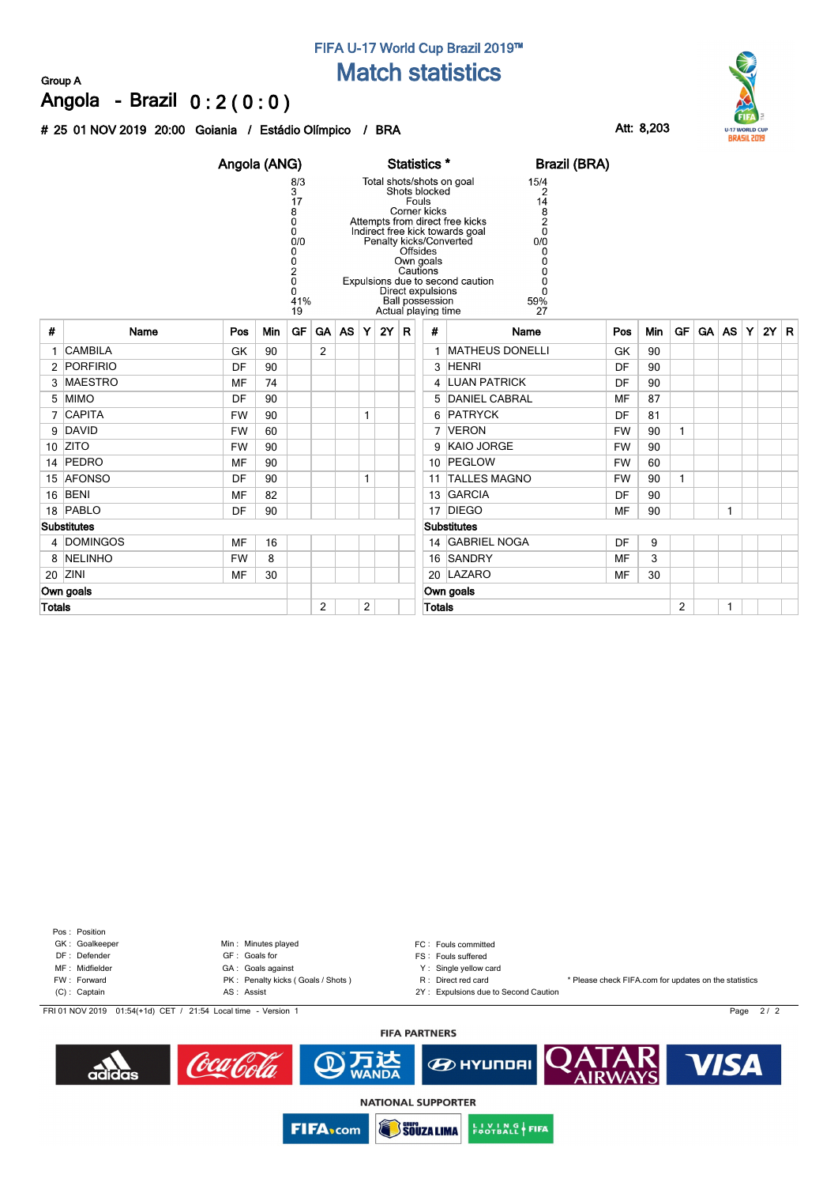# FIFA U-17 World Cup Brazil 2019™

## Match statistics

Group A

## Angola - Brazil 0 : 2 ( 0 : 0 )

# 25 01 NOV 2019 20:00 Goiania / Estádio Olímpico / BRA

Att: 8,203

| Angola (ANG) | Statistics * | Brazil (BRA) |
|---|---|---|
| 8/3 | Total shots/shots on goal | 15/4 |
| 3 | Shots blocked | 2 |
| 17 | Fouls | 14 |
| 8 | Corner kicks | 8 |
| 0 | Attempts from direct free kicks | 2 |
| 0 | Indirect free kick towards goal | 0 |
| 0/0 | Penalty kicks/Converted | 0/0 |
| 0 | Offsides | 0 |
| 0 | Own goals | 0 |
| 2 | Cautions | 0 |
| 0 | Expulsions due to second caution | 0 |
| 0 | Direct expulsions | 0 |
| 41% | Ball possession | 59% |
| 19 | Actual playing time | 27 |

| # | Name | Pos | Min | GF | GA | AS | Y | 2Y | R |
|---|---|---|---|---|---|---|---|---|---|
| 1 | CAMBILA | GK | 90 | | 2 | | | | |
| 2 | PORFIRIO | DF | 90 | | | | | | |
| 3 | MAESTRO | MF | 74 | | | | | | |
| 5 | MIMO | DF | 90 | | | | | | |
| 7 | CAPITA | FW | 90 | | | | 1 | | |
| 9 | DAVID | FW | 60 | | | | | | |
| 10 | ZITO | FW | 90 | | | | | | |
| 14 | PEDRO | MF | 90 | | | | | | |
| 15 | AFONSO | DF | 90 | | | | 1 | | |
| 16 | BENI | MF | 82 | | | | | | |
| 18 | PABLO | DF | 90 | | | | | | |
| **Substitutes** | | | | | | | | | |
| 4 | DOMINGOS | MF | 16 | | | | | | |
| 8 | NELINHO | FW | 8 | | | | | | |
| 20 | ZINI | MF | 30 | | | | | | |
| **Own goals** | | | | | | | | | |
| **Totals** | | | | | 2 | | 2 | | |

| # | Name | Pos | Min | GF | GA | AS | Y | 2Y | R |
|---|---|---|---|---|---|---|---|---|---|
| 1 | MATHEUS DONELLI | GK | 90 | | | | | | |
| 3 | HENRI | DF | 90 | | | | | | |
| 4 | LUAN PATRICK | DF | 90 | | | | | | |
| 5 | DANIEL CABRAL | MF | 87 | | | | | | |
| 6 | PATRYCK | DF | 81 | | | | | | |
| 7 | VERON | FW | 90 | 1 | | | | | |
| 9 | KAIO JORGE | FW | 90 | | | | | | |
| 10 | PEGLOW | FW | 60 | | | | | | |
| 11 | TALLES MAGNO | FW | 90 | 1 | | | | | |
| 13 | GARCIA | DF | 90 | | | | | | |
| 17 | DIEGO | MF | 90 | | | 1 | | | |
| **Substitutes** | | | | | | | | | |
| 14 | GABRIEL NOGA | DF | 9 | | | | | | |
| 16 | SANDRY | MF | 3 | | | | | | |
| 20 | LAZARO | MF | 30 | | | | | | |
| **Own goals** | | | | | | | | | |
| **Totals** | | | | 2 | | 1 | | | |

Pos : Position
GK : Goalkeeper
DF : Defender
MF : Midfielder
FW : Forward
(C) : Captain

Min : Minutes played
GF : Goals for
GA : Goals against
PK : Penalty kicks ( Goals / Shots )
AS : Assist

FC : Fouls committed
FS : Fouls suffered
Y : Single yellow card
R : Direct red card
2Y : Expulsions due to Second Caution

\* Please check FIFA.com for updates on the statistics

FRI 01 NOV 2019 01:54(+1d) CET / 21:54 Local time - Version 1

FIFA PARTNERS

NATIONAL SUPPORTER